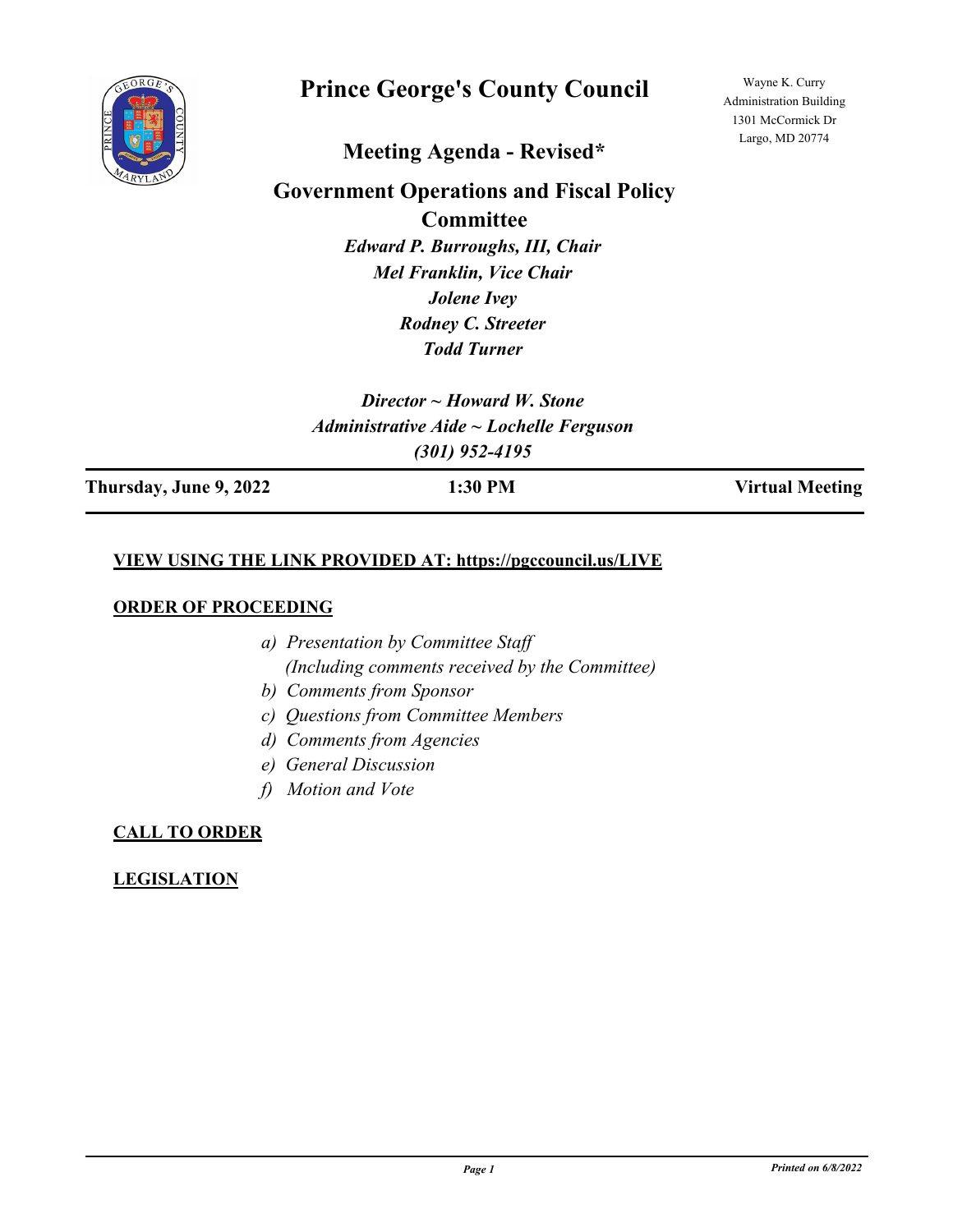# Prince George's County Council

Wayne K. Curry Administration Building
1301 McCormick Dr
Largo, MD 20774

## Meeting Agenda - Revised*

## Government Operations and Fiscal Policy Committee

*Edward P. Burroughs, III, Chair*
*Mel Franklin, Vice Chair*
*Jolene Ivey*
*Rodney C. Streeter*
*Todd Turner*

*Director ~ Howard W. Stone*
*Administrative Aide ~ Lochelle Ferguson*
*(301) 952-4195*

**Thursday, June 9, 2022** | **1:30 PM** | **Virtual Meeting**

**VIEW USING THE LINK PROVIDED AT: https://pgccouncil.us/LIVE**

**ORDER OF PROCEEDING**

*a) Presentation by Committee Staff (Including comments received by the Committee)*
*b) Comments from Sponsor*
*c) Questions from Committee Members*
*d) Comments from Agencies*
*e) General Discussion*
*f) Motion and Vote*

**CALL TO ORDER**

**LEGISLATION**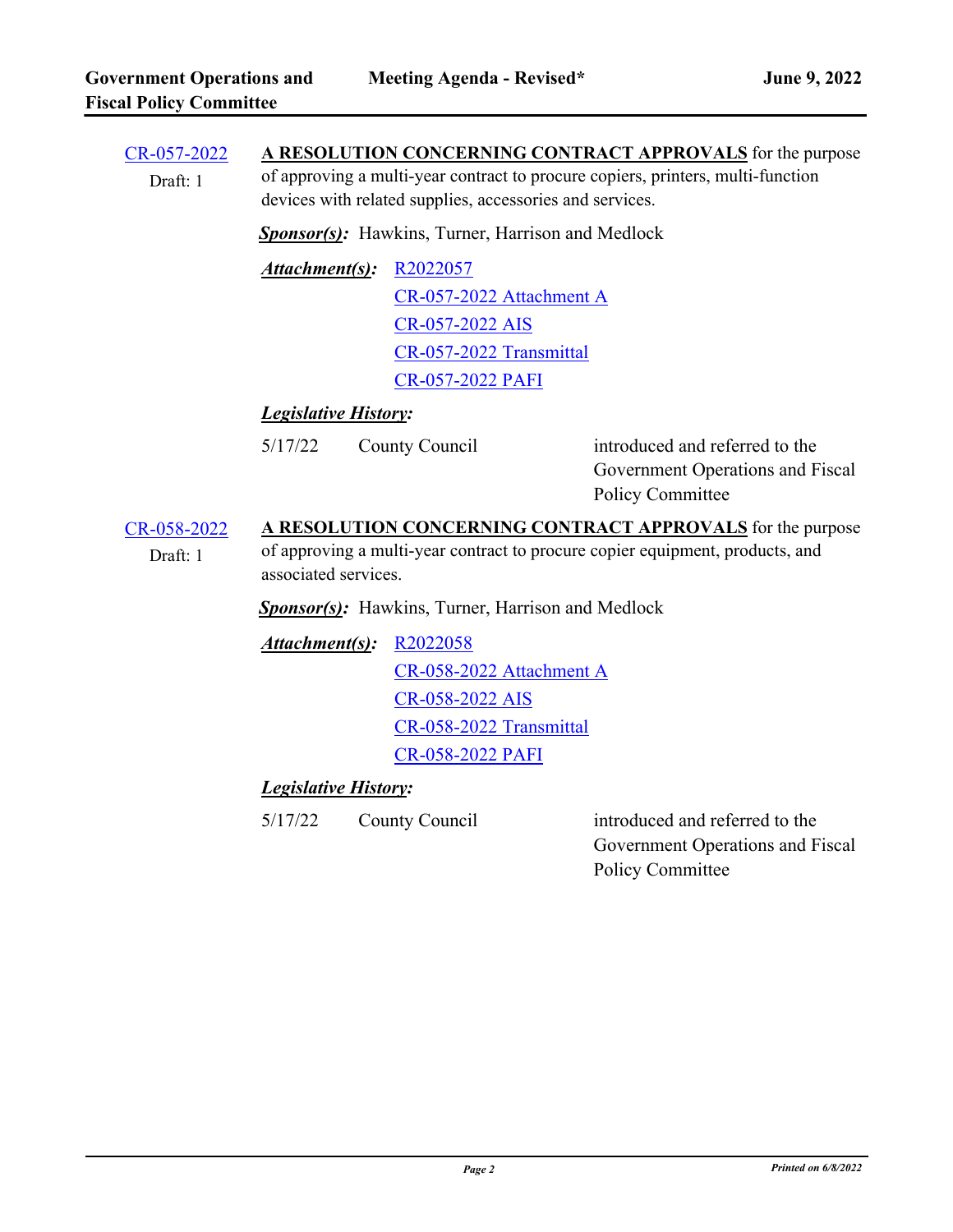**CR-057-2022**
Draft: 1

**A RESOLUTION CONCERNING CONTRACT APPROVALS** for the purpose of approving a multi-year contract to procure copiers, printers, multi-function devices with related supplies, accessories and services.

***Sponsor(s):*** Hawkins, Turner, Harrison and Medlock

***Attachment(s):***
- R2022057
- CR-057-2022 Attachment A
- CR-057-2022 AIS
- CR-057-2022 Transmittal
- CR-057-2022 PAFI

***Legislative History:***

| | | |
|---|---|---|
| 5/17/22 | County Council | introduced and referred to the Government Operations and Fiscal Policy Committee |

**CR-058-2022**
Draft: 1

**A RESOLUTION CONCERNING CONTRACT APPROVALS** for the purpose of approving a multi-year contract to procure copier equipment, products, and associated services.

***Sponsor(s):*** Hawkins, Turner, Harrison and Medlock

***Attachment(s):***
- R2022058
- CR-058-2022 Attachment A
- CR-058-2022 AIS
- CR-058-2022 Transmittal
- CR-058-2022 PAFI

***Legislative History:***

| | | |
|---|---|---|
| 5/17/22 | County Council | introduced and referred to the Government Operations and Fiscal Policy Committee |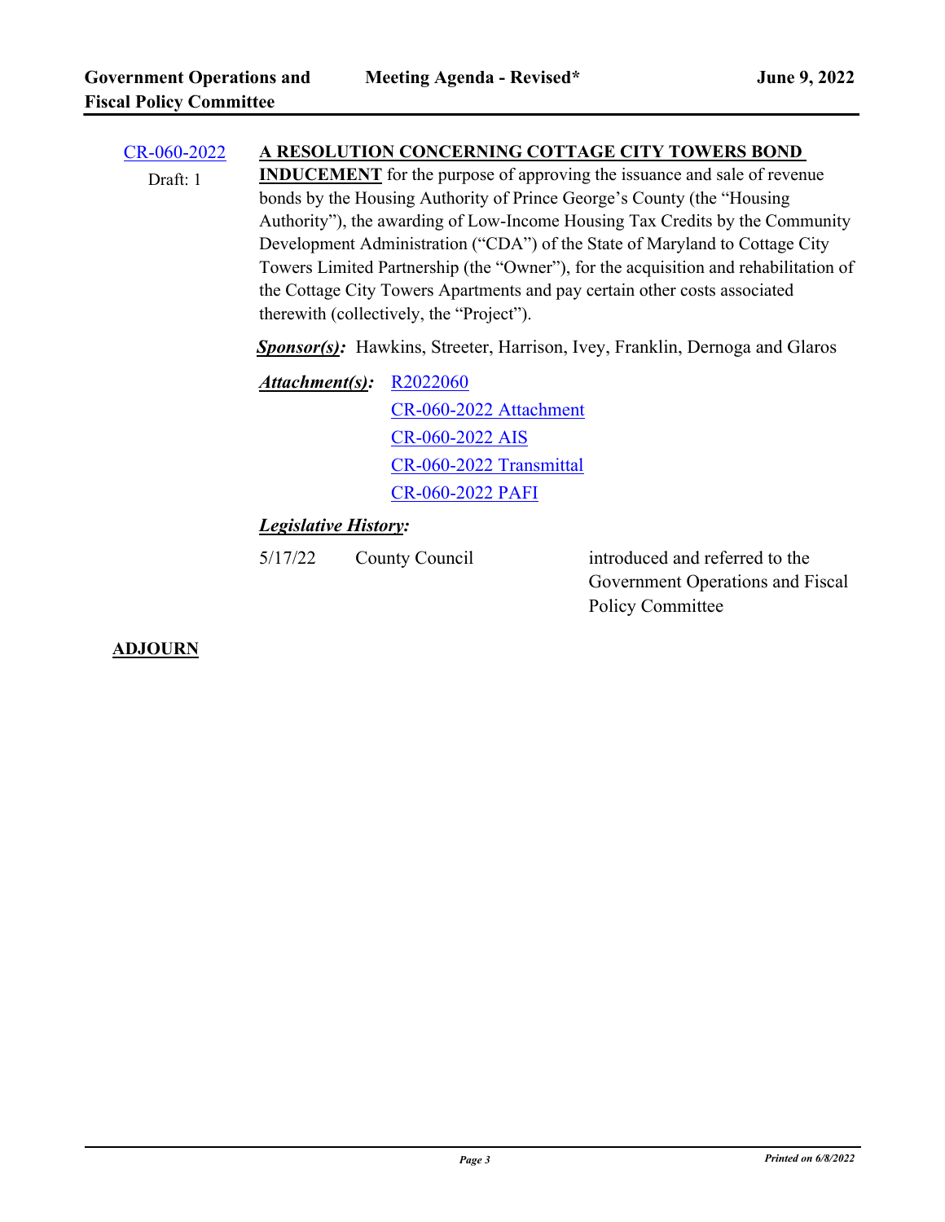[CR-060-2022](#)
Draft: 1

**A RESOLUTION CONCERNING COTTAGE CITY TOWERS BOND INDUCEMENT** for the purpose of approving the issuance and sale of revenue bonds by the Housing Authority of Prince George's County (the "Housing Authority"), the awarding of Low-Income Housing Tax Credits by the Community Development Administration ("CDA") of the State of Maryland to Cottage City Towers Limited Partnership (the "Owner"), for the acquisition and rehabilitation of the Cottage City Towers Apartments and pay certain other costs associated therewith (collectively, the "Project").

***Sponsor(s):*** Hawkins, Streeter, Harrison, Ivey, Franklin, Dernoga and Glaros

***Attachment(s):***
- [R2022060](#)
- [CR-060-2022 Attachment](#)
- [CR-060-2022 AIS](#)
- [CR-060-2022 Transmittal](#)
- [CR-060-2022 PAFI](#)

***Legislative History:***

| | | |
|---|---|---|
| 5/17/22 | County Council | introduced and referred to the Government Operations and Fiscal Policy Committee |

**ADJOURN**